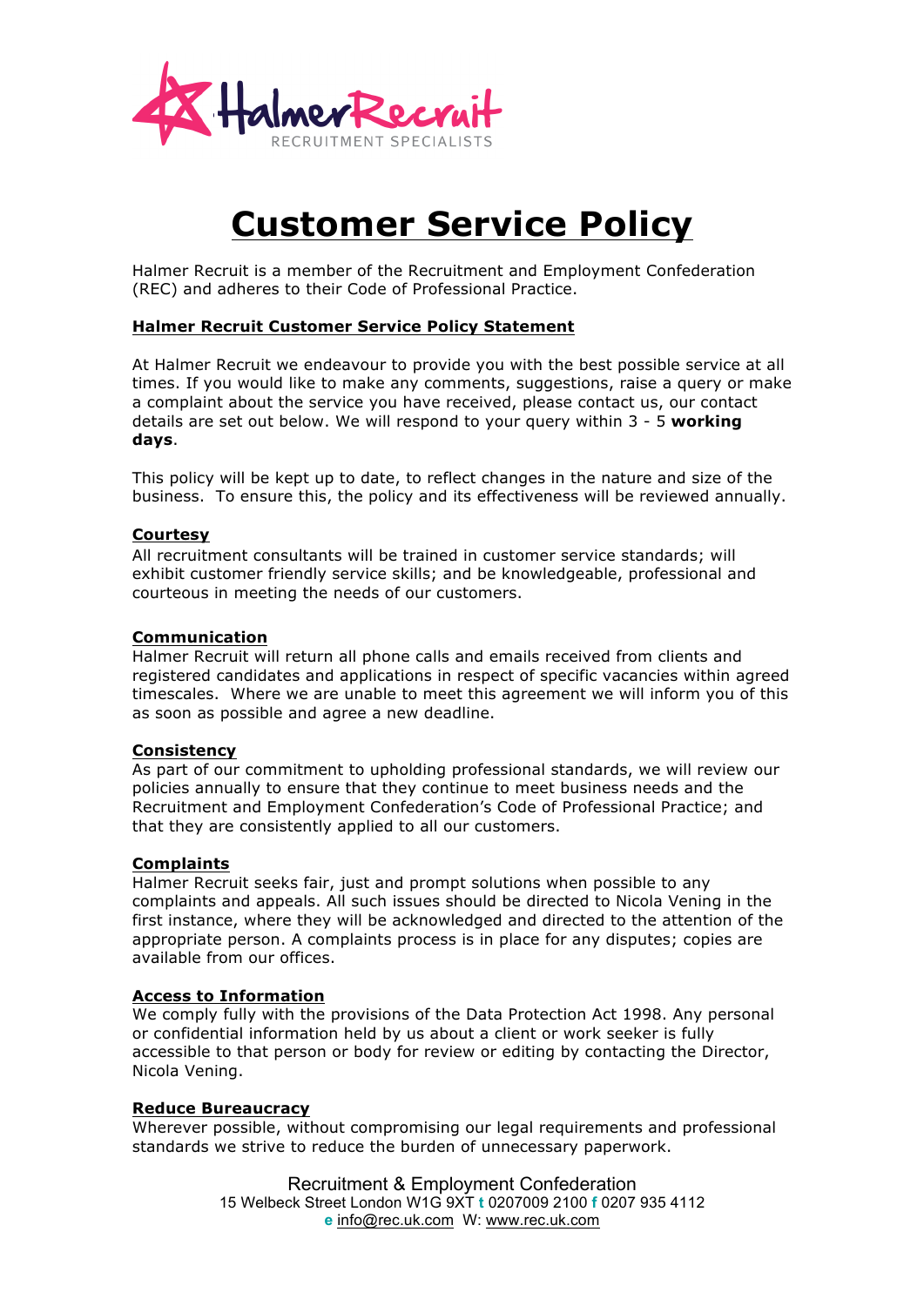HalmerRecruit
RECRUITMENT SPECIALISTS

# Customer Service Policy

Halmer Recruit is a member of the Recruitment and Employment Confederation (REC) and adheres to their Code of Professional Practice.

## Halmer Recruit Customer Service Policy Statement

At Halmer Recruit we endeavour to provide you with the best possible service at all times. If you would like to make any comments, suggestions, raise a query or make a complaint about the service you have received, please contact us, our contact details are set out below. We will respond to your query within 3 - 5 **working days**.

This policy will be kept up to date, to reflect changes in the nature and size of the business. To ensure this, the policy and its effectiveness will be reviewed annually.

### Courtesy

All recruitment consultants will be trained in customer service standards; will exhibit customer friendly service skills; and be knowledgeable, professional and courteous in meeting the needs of our customers.

### Communication

Halmer Recruit will return all phone calls and emails received from clients and registered candidates and applications in respect of specific vacancies within agreed timescales. Where we are unable to meet this agreement we will inform you of this as soon as possible and agree a new deadline.

### Consistency

As part of our commitment to upholding professional standards, we will review our policies annually to ensure that they continue to meet business needs and the Recruitment and Employment Confederation's Code of Professional Practice; and that they are consistently applied to all our customers.

### Complaints

Halmer Recruit seeks fair, just and prompt solutions when possible to any complaints and appeals. All such issues should be directed to Nicola Vening in the first instance, where they will be acknowledged and directed to the attention of the appropriate person. A complaints process is in place for any disputes; copies are available from our offices.

### Access to Information

We comply fully with the provisions of the Data Protection Act 1998. Any personal or confidential information held by us about a client or work seeker is fully accessible to that person or body for review or editing by contacting the Director, Nicola Vening.

### Reduce Bureaucracy

Wherever possible, without compromising our legal requirements and professional standards we strive to reduce the burden of unnecessary paperwork.

Recruitment & Employment Confederation
15 Welbeck Street London W1G 9XT **t** 0207009 2100 **f** 0207 935 4112
**e** info@rec.uk.com W: www.rec.uk.com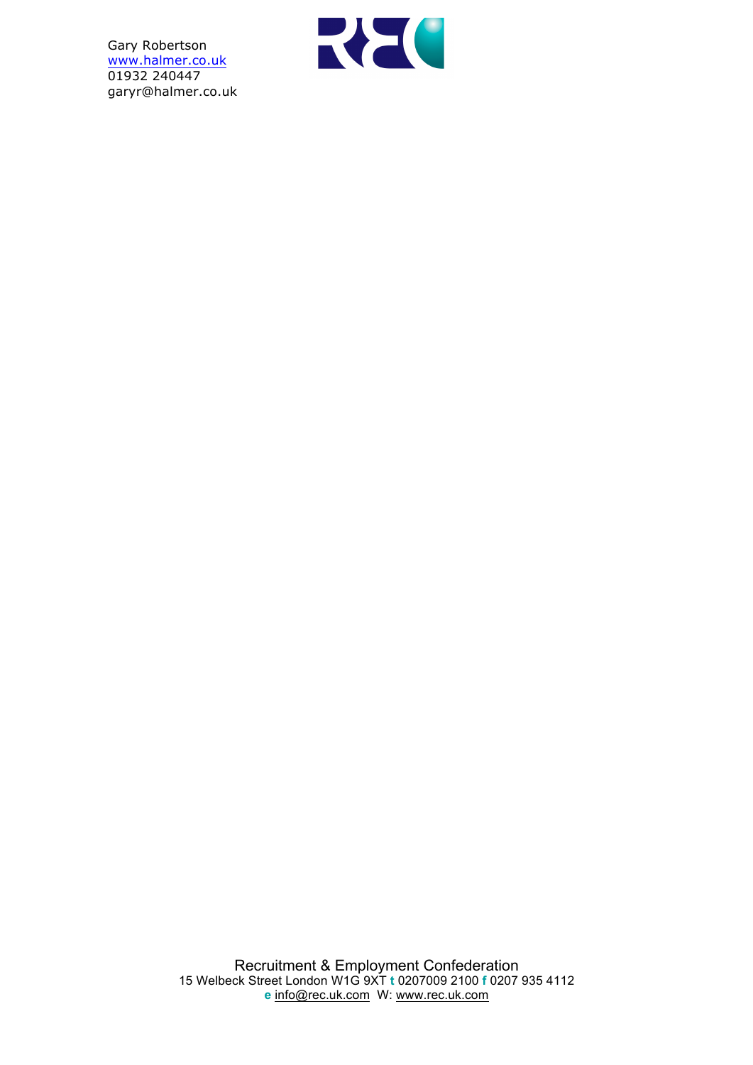Gary Robertson
www.halmer.co.uk
01932 240447
garyr@halmer.co.uk

Recruitment & Employment Confederation
15 Welbeck Street London W1G 9XT **t** 0207009 2100 **f** 0207 935 4112
**e** info@rec.uk.com W: www.rec.uk.com